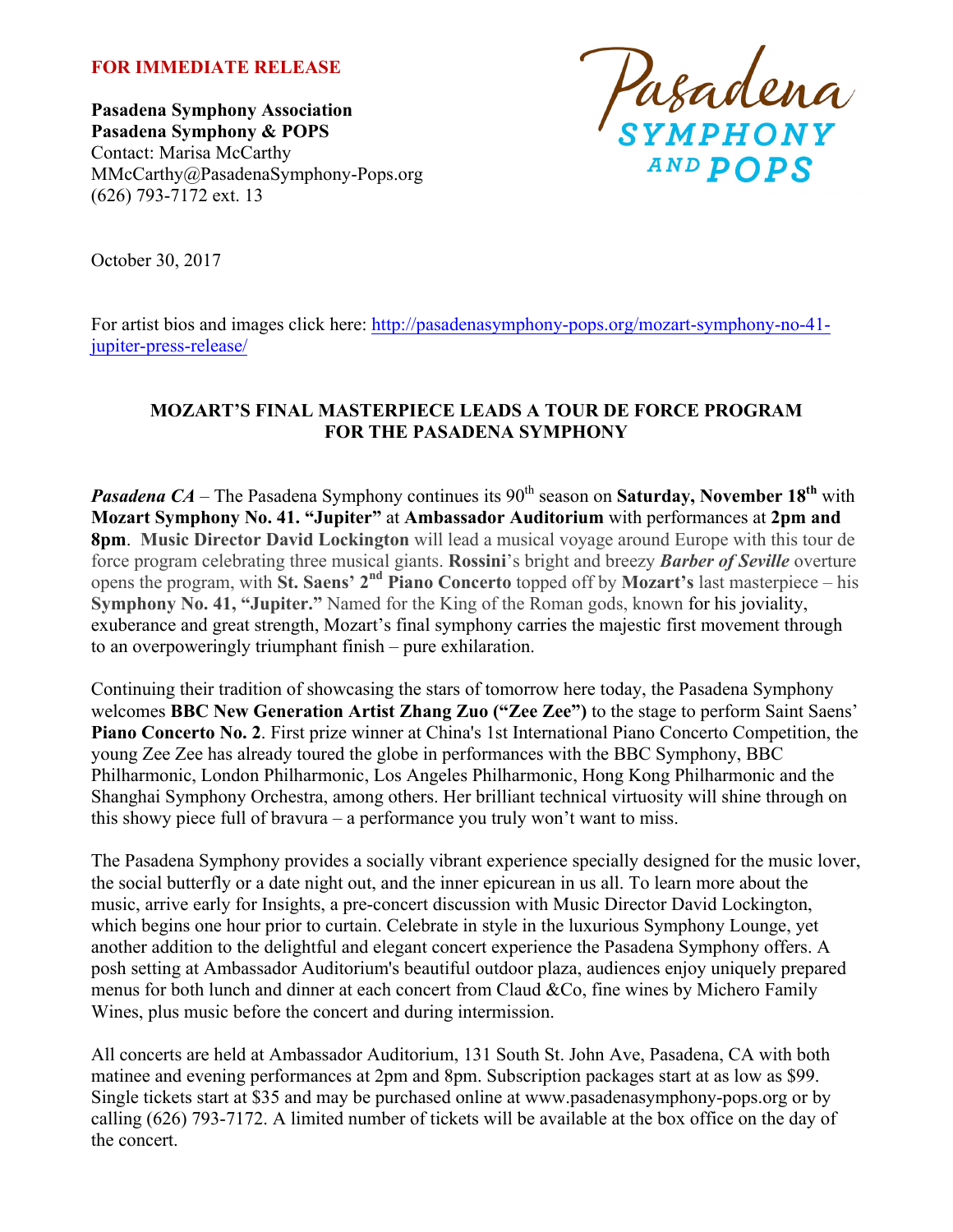**FOR IMMEDIATE RELEASE**

**Pasadena Symphony Association**
**Pasadena Symphony & POPS**
Contact: Marisa McCarthy
MMcCarthy@PasadenaSymphony-Pops.org
(626) 793-7172 ext. 13

Pasadena SYMPHONY AND POPS

October 30, 2017

For artist bios and images click here: http://pasadenasymphony-pops.org/mozart-symphony-no-41-jupiter-press-release/

**MOZART'S FINAL MASTERPIECE LEADS A TOUR DE FORCE PROGRAM FOR THE PASADENA SYMPHONY**

***Pasadena CA*** – The Pasadena Symphony continues its 90th season on **Saturday, November 18th** with **Mozart Symphony No. 41. "Jupiter"** at **Ambassador Auditorium** with performances at **2pm and 8pm**. **Music Director David Lockington** will lead a musical voyage around Europe with this tour de force program celebrating three musical giants. **Rossini**'s bright and breezy ***Barber of Seville*** overture opens the program, with **St. Saens' 2nd Piano Concerto** topped off by **Mozart's** last masterpiece – his **Symphony No. 41, "Jupiter."** Named for the King of the Roman gods, known for his joviality, exuberance and great strength, Mozart's final symphony carries the majestic first movement through to an overpoweringly triumphant finish – pure exhilaration.

Continuing their tradition of showcasing the stars of tomorrow here today, the Pasadena Symphony welcomes **BBC New Generation Artist Zhang Zuo ("Zee Zee")** to the stage to perform Saint Saens' **Piano Concerto No. 2**. First prize winner at China's 1st International Piano Concerto Competition, the young Zee Zee has already toured the globe in performances with the BBC Symphony, BBC Philharmonic, London Philharmonic, Los Angeles Philharmonic, Hong Kong Philharmonic and the Shanghai Symphony Orchestra, among others. Her brilliant technical virtuosity will shine through on this showy piece full of bravura – a performance you truly won't want to miss.

The Pasadena Symphony provides a socially vibrant experience specially designed for the music lover, the social butterfly or a date night out, and the inner epicurean in us all. To learn more about the music, arrive early for Insights, a pre-concert discussion with Music Director David Lockington, which begins one hour prior to curtain. Celebrate in style in the luxurious Symphony Lounge, yet another addition to the delightful and elegant concert experience the Pasadena Symphony offers. A posh setting at Ambassador Auditorium's beautiful outdoor plaza, audiences enjoy uniquely prepared menus for both lunch and dinner at each concert from Claud &Co, fine wines by Michero Family Wines, plus music before the concert and during intermission.

All concerts are held at Ambassador Auditorium, 131 South St. John Ave, Pasadena, CA with both matinee and evening performances at 2pm and 8pm. Subscription packages start at as low as $99. Single tickets start at $35 and may be purchased online at www.pasadenasymphony-pops.org or by calling (626) 793-7172. A limited number of tickets will be available at the box office on the day of the concert.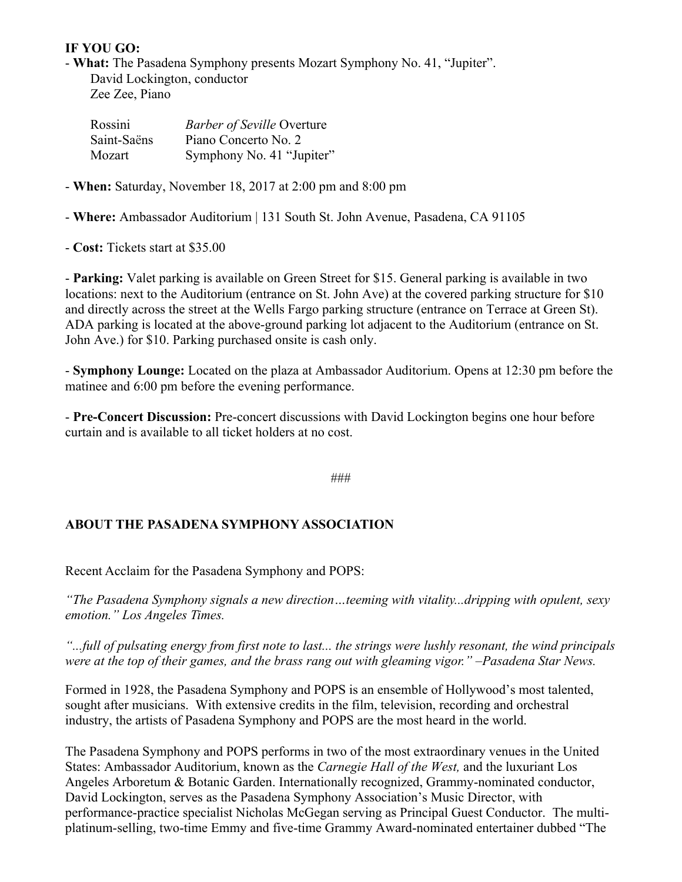**IF YOU GO:**

- **What:** The Pasadena Symphony presents Mozart Symphony No. 41, "Jupiter".
  David Lockington, conductor
  Zee Zee, Piano

| | |
|---|---|
| Rossini | *Barber of Seville* Overture |
| Saint-Saëns | Piano Concerto No. 2 |
| Mozart | Symphony No. 41 "Jupiter" |

- **When:** Saturday, November 18, 2017 at 2:00 pm and 8:00 pm

- **Where:** Ambassador Auditorium | 131 South St. John Avenue, Pasadena, CA 91105

- **Cost:** Tickets start at $35.00

- **Parking:** Valet parking is available on Green Street for $15. General parking is available in two locations: next to the Auditorium (entrance on St. John Ave) at the covered parking structure for $10 and directly across the street at the Wells Fargo parking structure (entrance on Terrace at Green St). ADA parking is located at the above-ground parking lot adjacent to the Auditorium (entrance on St. John Ave.) for $10. Parking purchased onsite is cash only.

- **Symphony Lounge:** Located on the plaza at Ambassador Auditorium. Opens at 12:30 pm before the matinee and 6:00 pm before the evening performance.

- **Pre-Concert Discussion:** Pre-concert discussions with David Lockington begins one hour before curtain and is available to all ticket holders at no cost.

###

**ABOUT THE PASADENA SYMPHONY ASSOCIATION**

Recent Acclaim for the Pasadena Symphony and POPS:

*"The Pasadena Symphony signals a new direction…teeming with vitality...dripping with opulent, sexy emotion." Los Angeles Times.*

*"...full of pulsating energy from first note to last... the strings were lushly resonant, the wind principals were at the top of their games, and the brass rang out with gleaming vigor." –Pasadena Star News.*

Formed in 1928, the Pasadena Symphony and POPS is an ensemble of Hollywood's most talented, sought after musicians. With extensive credits in the film, television, recording and orchestral industry, the artists of Pasadena Symphony and POPS are the most heard in the world.

The Pasadena Symphony and POPS performs in two of the most extraordinary venues in the United States: Ambassador Auditorium, known as the *Carnegie Hall of the West,* and the luxuriant Los Angeles Arboretum & Botanic Garden. Internationally recognized, Grammy-nominated conductor, David Lockington, serves as the Pasadena Symphony Association's Music Director, with performance-practice specialist Nicholas McGegan serving as Principal Guest Conductor. The multi-platinum-selling, two-time Emmy and five-time Grammy Award-nominated entertainer dubbed "The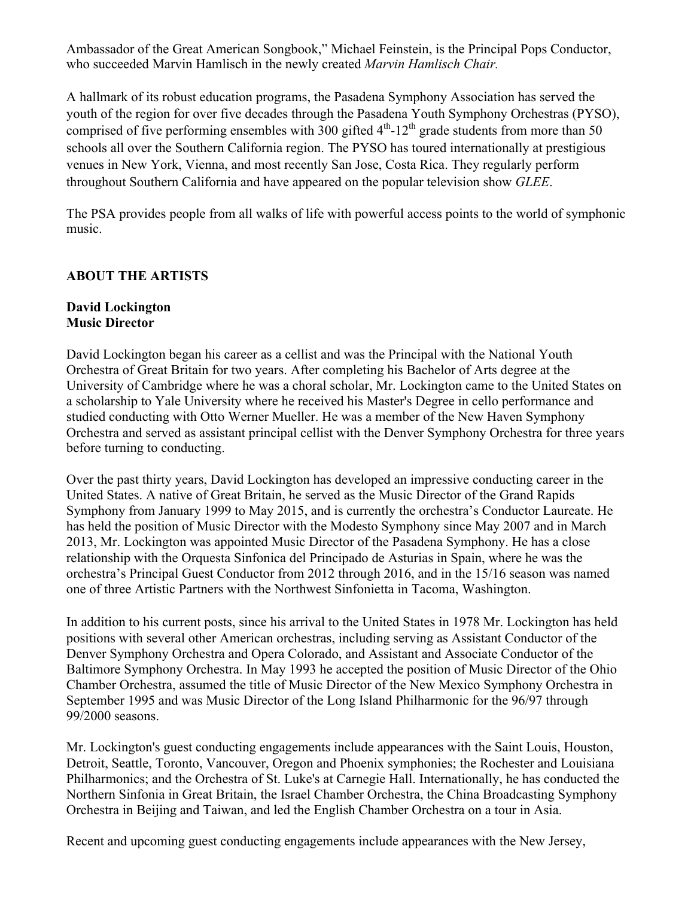Ambassador of the Great American Songbook," Michael Feinstein, is the Principal Pops Conductor, who succeeded Marvin Hamlisch in the newly created *Marvin Hamlisch Chair.*

A hallmark of its robust education programs, the Pasadena Symphony Association has served the youth of the region for over five decades through the Pasadena Youth Symphony Orchestras (PYSO), comprised of five performing ensembles with 300 gifted $4^{th}$-$12^{th}$ grade students from more than 50 schools all over the Southern California region. The PYSO has toured internationally at prestigious venues in New York, Vienna, and most recently San Jose, Costa Rica. They regularly perform throughout Southern California and have appeared on the popular television show *GLEE*.

The PSA provides people from all walks of life with powerful access points to the world of symphonic music.

## ABOUT THE ARTISTS

### David Lockington
**Music Director**

David Lockington began his career as a cellist and was the Principal with the National Youth Orchestra of Great Britain for two years. After completing his Bachelor of Arts degree at the University of Cambridge where he was a choral scholar, Mr. Lockington came to the United States on a scholarship to Yale University where he received his Master's Degree in cello performance and studied conducting with Otto Werner Mueller. He was a member of the New Haven Symphony Orchestra and served as assistant principal cellist with the Denver Symphony Orchestra for three years before turning to conducting.

Over the past thirty years, David Lockington has developed an impressive conducting career in the United States. A native of Great Britain, he served as the Music Director of the Grand Rapids Symphony from January 1999 to May 2015, and is currently the orchestra's Conductor Laureate. He has held the position of Music Director with the Modesto Symphony since May 2007 and in March 2013, Mr. Lockington was appointed Music Director of the Pasadena Symphony. He has a close relationship with the Orquesta Sinfonica del Principado de Asturias in Spain, where he was the orchestra's Principal Guest Conductor from 2012 through 2016, and in the 15/16 season was named one of three Artistic Partners with the Northwest Sinfonietta in Tacoma, Washington.

In addition to his current posts, since his arrival to the United States in 1978 Mr. Lockington has held positions with several other American orchestras, including serving as Assistant Conductor of the Denver Symphony Orchestra and Opera Colorado, and Assistant and Associate Conductor of the Baltimore Symphony Orchestra. In May 1993 he accepted the position of Music Director of the Ohio Chamber Orchestra, assumed the title of Music Director of the New Mexico Symphony Orchestra in September 1995 and was Music Director of the Long Island Philharmonic for the 96/97 through 99/2000 seasons.

Mr. Lockington's guest conducting engagements include appearances with the Saint Louis, Houston, Detroit, Seattle, Toronto, Vancouver, Oregon and Phoenix symphonies; the Rochester and Louisiana Philharmonics; and the Orchestra of St. Luke's at Carnegie Hall. Internationally, he has conducted the Northern Sinfonia in Great Britain, the Israel Chamber Orchestra, the China Broadcasting Symphony Orchestra in Beijing and Taiwan, and led the English Chamber Orchestra on a tour in Asia.

Recent and upcoming guest conducting engagements include appearances with the New Jersey,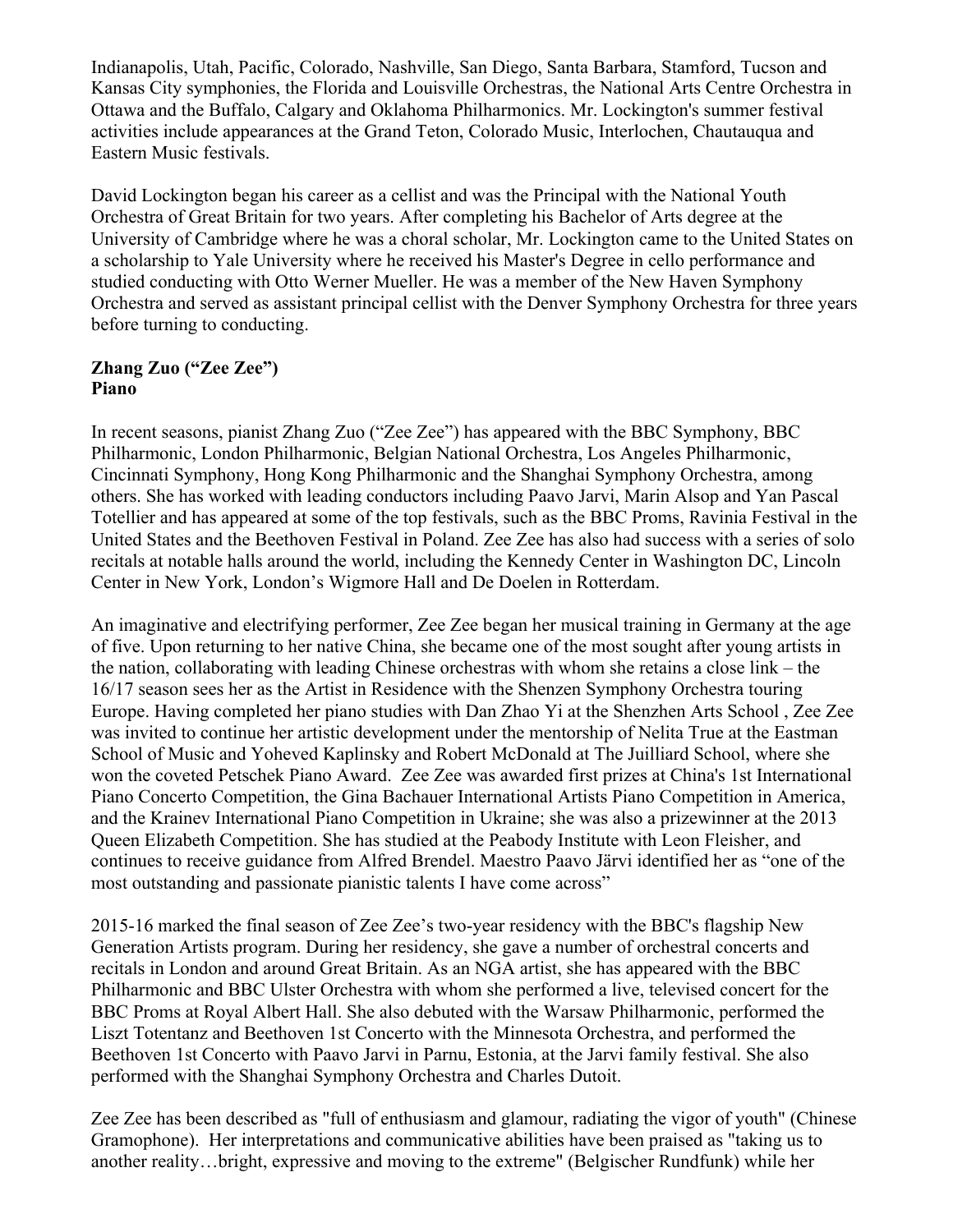Indianapolis, Utah, Pacific, Colorado, Nashville, San Diego, Santa Barbara, Stamford, Tucson and Kansas City symphonies, the Florida and Louisville Orchestras, the National Arts Centre Orchestra in Ottawa and the Buffalo, Calgary and Oklahoma Philharmonics. Mr. Lockington's summer festival activities include appearances at the Grand Teton, Colorado Music, Interlochen, Chautauqua and Eastern Music festivals.

David Lockington began his career as a cellist and was the Principal with the National Youth Orchestra of Great Britain for two years. After completing his Bachelor of Arts degree at the University of Cambridge where he was a choral scholar, Mr. Lockington came to the United States on a scholarship to Yale University where he received his Master's Degree in cello performance and studied conducting with Otto Werner Mueller. He was a member of the New Haven Symphony Orchestra and served as assistant principal cellist with the Denver Symphony Orchestra for three years before turning to conducting.

**Zhang Zuo ("Zee Zee")**
**Piano**

In recent seasons, pianist Zhang Zuo ("Zee Zee") has appeared with the BBC Symphony, BBC Philharmonic, London Philharmonic, Belgian National Orchestra, Los Angeles Philharmonic, Cincinnati Symphony, Hong Kong Philharmonic and the Shanghai Symphony Orchestra, among others. She has worked with leading conductors including Paavo Jarvi, Marin Alsop and Yan Pascal Totellier and has appeared at some of the top festivals, such as the BBC Proms, Ravinia Festival in the United States and the Beethoven Festival in Poland. Zee Zee has also had success with a series of solo recitals at notable halls around the world, including the Kennedy Center in Washington DC, Lincoln Center in New York, London's Wigmore Hall and De Doelen in Rotterdam.

An imaginative and electrifying performer, Zee Zee began her musical training in Germany at the age of five. Upon returning to her native China, she became one of the most sought after young artists in the nation, collaborating with leading Chinese orchestras with whom she retains a close link – the 16/17 season sees her as the Artist in Residence with the Shenzen Symphony Orchestra touring Europe. Having completed her piano studies with Dan Zhao Yi at the Shenzhen Arts School , Zee Zee was invited to continue her artistic development under the mentorship of Nelita True at the Eastman School of Music and Yoheved Kaplinsky and Robert McDonald at The Juilliard School, where she won the coveted Petschek Piano Award. Zee Zee was awarded first prizes at China's 1st International Piano Concerto Competition, the Gina Bachauer International Artists Piano Competition in America, and the Krainev International Piano Competition in Ukraine; she was also a prizewinner at the 2013 Queen Elizabeth Competition. She has studied at the Peabody Institute with Leon Fleisher, and continues to receive guidance from Alfred Brendel. Maestro Paavo Järvi identified her as "one of the most outstanding and passionate pianistic talents I have come across"

2015-16 marked the final season of Zee Zee's two-year residency with the BBC's flagship New Generation Artists program. During her residency, she gave a number of orchestral concerts and recitals in London and around Great Britain. As an NGA artist, she has appeared with the BBC Philharmonic and BBC Ulster Orchestra with whom she performed a live, televised concert for the BBC Proms at Royal Albert Hall. She also debuted with the Warsaw Philharmonic, performed the Liszt Totentanz and Beethoven 1st Concerto with the Minnesota Orchestra, and performed the Beethoven 1st Concerto with Paavo Jarvi in Parnu, Estonia, at the Jarvi family festival. She also performed with the Shanghai Symphony Orchestra and Charles Dutoit.

Zee Zee has been described as "full of enthusiasm and glamour, radiating the vigor of youth" (Chinese Gramophone). Her interpretations and communicative abilities have been praised as "taking us to another reality…bright, expressive and moving to the extreme" (Belgischer Rundfunk) while her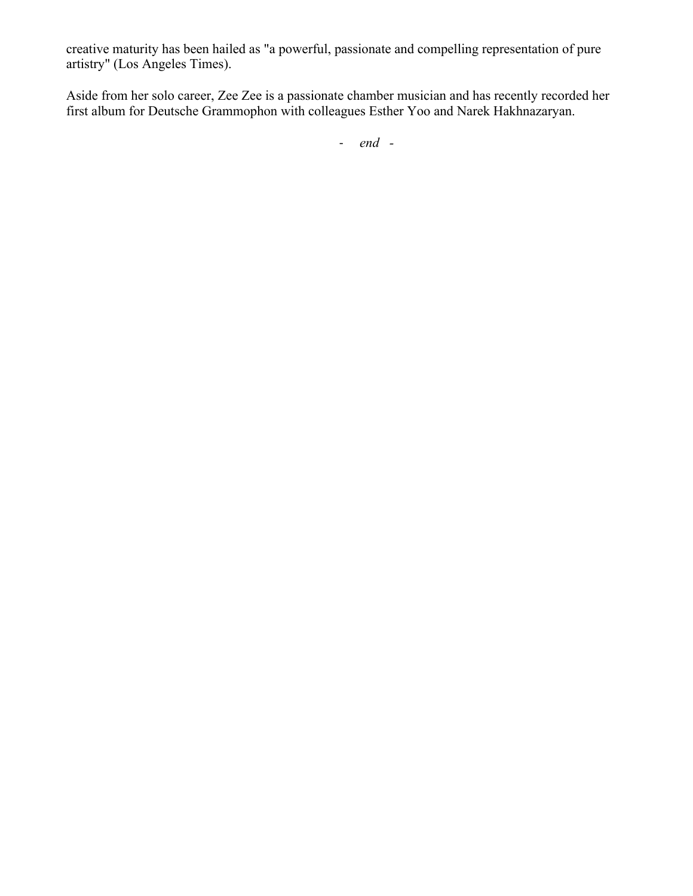creative maturity has been hailed as "a powerful, passionate and compelling representation of pure artistry" (Los Angeles Times).

Aside from her solo career, Zee Zee is a passionate chamber musician and has recently recorded her first album for Deutsche Grammophon with colleagues Esther Yoo and Narek Hakhnazaryan.

\- *end* -